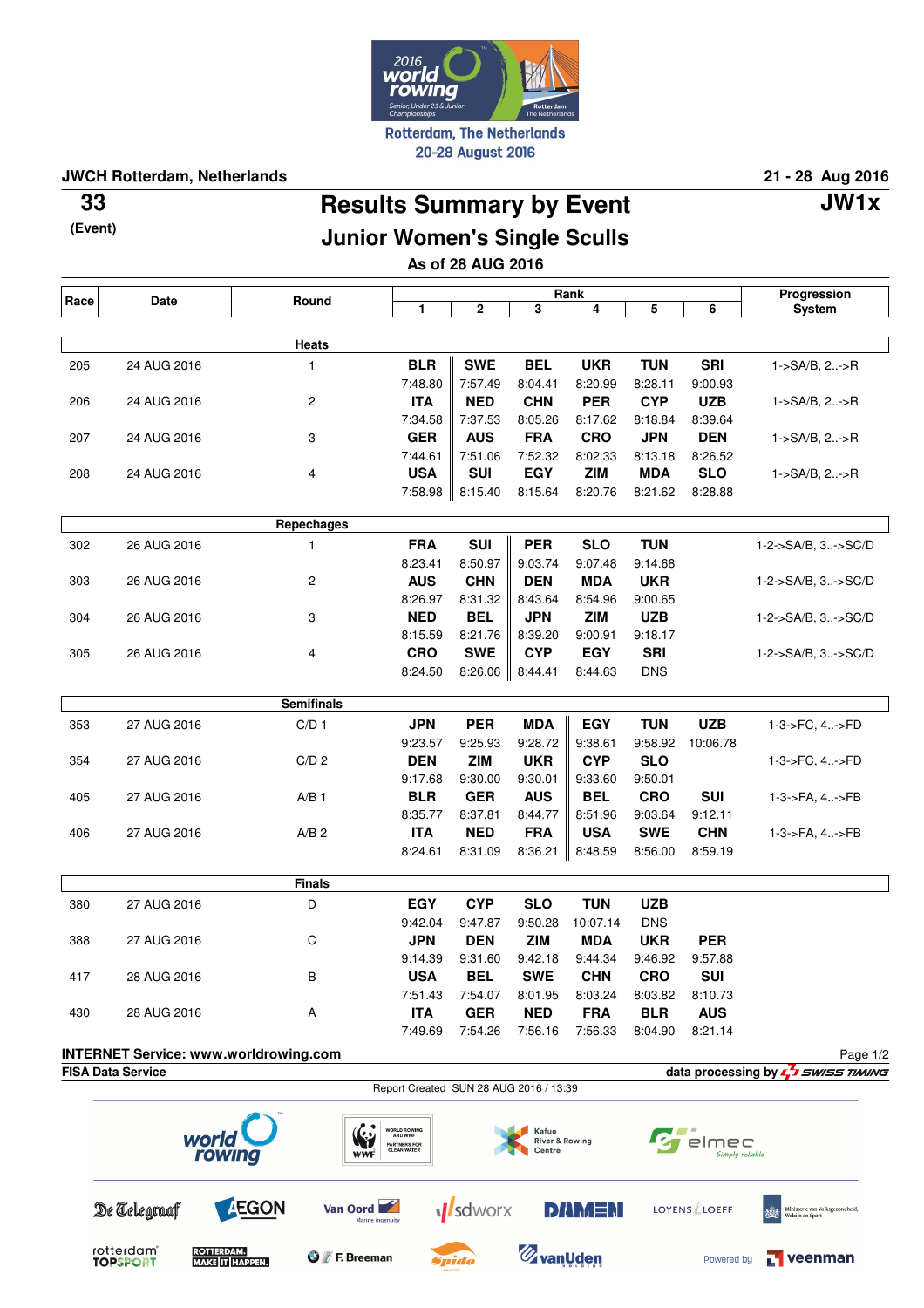2016 world rowing — Senior, Under 23 & Junior Championships — Rotterdam, The Netherlands

Rotterdam, The Netherlands
20-28 August 2016

**JWCH Rotterdam, Netherlands** — **21 - 28 Aug 2016**

**33** (Event)

# Results Summary by Event

**JW1x**

## Junior Women's Single Sculls

**As of 28 AUG 2016**

| Race | Date | Round | 1 | 2 | 3 | 4 | 5 | 6 | Progression System |
|---|---|---|---|---|---|---|---|---|---|
| | | **Heats** | | | | | | | |
| 205 | 24 AUG 2016 | 1 | **BLR** 7:48.80 | **SWE** 7:57.49 | **BEL** 8:04.41 | **UKR** 8:20.99 | **TUN** 8:28.11 | **SRI** 9:00.93 | 1->SA/B, 2..->R |
| 206 | 24 AUG 2016 | 2 | **ITA** 7:34.58 | **NED** 7:37.53 | **CHN** 8:05.26 | **PER** 8:17.62 | **CYP** 8:18.84 | **UZB** 8:39.64 | 1->SA/B, 2..->R |
| 207 | 24 AUG 2016 | 3 | **GER** 7:44.61 | **AUS** 7:51.06 | **FRA** 7:52.32 | **CRO** 8:02.33 | **JPN** 8:13.18 | **DEN** 8:26.52 | 1->SA/B, 2..->R |
| 208 | 24 AUG 2016 | 4 | **USA** 7:58.98 | **SUI** 8:15.40 | **EGY** 8:15.64 | **ZIM** 8:20.76 | **MDA** 8:21.62 | **SLO** 8:28.88 | 1->SA/B, 2..->R |
| | | **Repechages** | | | | | | | |
| 302 | 26 AUG 2016 | 1 | **FRA** 8:23.41 | **SUI** 8:50.97 | **PER** 9:03.74 | **SLO** 9:07.48 | **TUN** 9:14.68 | | 1-2->SA/B, 3..->SC/D |
| 303 | 26 AUG 2016 | 2 | **AUS** 8:26.97 | **CHN** 8:31.32 | **DEN** 8:43.64 | **MDA** 8:54.96 | **UKR** 9:00.65 | | 1-2->SA/B, 3..->SC/D |
| 304 | 26 AUG 2016 | 3 | **NED** 8:15.59 | **BEL** 8:21.76 | **JPN** 8:39.20 | **ZIM** 9:00.91 | **UZB** 9:18.17 | | 1-2->SA/B, 3..->SC/D |
| 305 | 26 AUG 2016 | 4 | **CRO** 8:24.50 | **SWE** 8:26.06 | **CYP** 8:44.41 | **EGY** 8:44.63 | **SRI** DNS | | 1-2->SA/B, 3..->SC/D |
| | | **Semifinals** | | | | | | | |
| 353 | 27 AUG 2016 | C/D 1 | **JPN** 9:23.57 | **PER** 9:25.93 | **MDA** 9:28.72 | **EGY** 9:38.61 | **TUN** 9:58.92 | **UZB** 10:06.78 | 1-3->FC, 4..->FD |
| 354 | 27 AUG 2016 | C/D 2 | **DEN** 9:17.68 | **ZIM** 9:30.00 | **UKR** 9:30.01 | **CYP** 9:33.60 | **SLO** 9:50.01 | | 1-3->FC, 4..->FD |
| 405 | 27 AUG 2016 | A/B 1 | **BLR** 8:35.77 | **GER** 8:37.81 | **AUS** 8:44.77 | **BEL** 8:51.96 | **CRO** 9:03.64 | **SUI** 9:12.11 | 1-3->FA, 4..->FB |
| 406 | 27 AUG 2016 | A/B 2 | **ITA** 8:24.61 | **NED** 8:31.09 | **FRA** 8:36.21 | **USA** 8:48.59 | **SWE** 8:56.00 | **CHN** 8:59.19 | 1-3->FA, 4..->FB |
| | | **Finals** | | | | | | | |
| 380 | 27 AUG 2016 | D | **EGY** 9:42.04 | **CYP** 9:47.87 | **SLO** 9:50.28 | **TUN** 10:07.14 | **UZB** DNS | | |
| 388 | 27 AUG 2016 | C | **JPN** 9:14.39 | **DEN** 9:31.60 | **ZIM** 9:42.18 | **MDA** 9:44.34 | **UKR** 9:46.92 | **PER** 9:57.88 | |
| 417 | 28 AUG 2016 | B | **USA** 7:51.43 | **BEL** 7:54.07 | **SWE** 8:01.95 | **CHN** 8:03.24 | **CRO** 8:03.82 | **SUI** 8:10.73 | |
| 430 | 28 AUG 2016 | A | **ITA** 7:49.69 | **GER** 7:54.26 | **NED** 7:56.16 | **FRA** 7:56.33 | **BLR** 8:04.90 | **AUS** 8:21.14 | |

**INTERNET Service: www.worldrowing.com**

**FISA Data Service** — **data processing by SWISS TIMING**

Report Created SUN 28 AUG 2016 / 13:39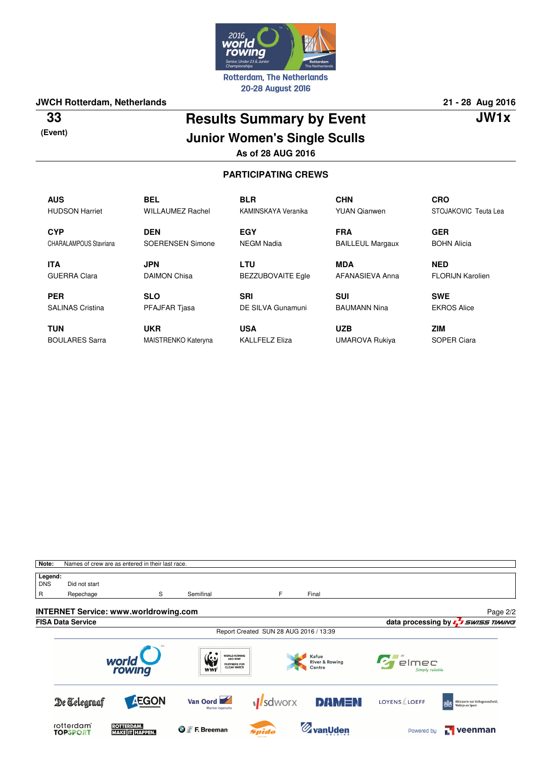JWCH Rotterdam, Netherlands

21 - 28 Aug 2016

**33**
(Event)

# Results Summary by Event

## Junior Women's Single Sculls

**As of 28 AUG 2016**

**JW1x**

### PARTICIPATING CREWS

| | | | | |
|---|---|---|---|---|
| **AUS** HUDSON Harriet | **BEL** WILLAUMEZ Rachel | **BLR** KAMINSKAYA Veranika | **CHN** YUAN Qianwen | **CRO** STOJAKOVIC Teuta Lea |
| **CYP** CHARALAMPOUS Stavriana | **DEN** SOERENSEN Simone | **EGY** NEGM Nadia | **FRA** BAILLEUL Margaux | **GER** BOHN Alicia |
| **ITA** GUERRA Clara | **JPN** DAIMON Chisa | **LTU** BEZZUBOVAITE Egle | **MDA** AFANASIEVA Anna | **NED** FLORIJN Karolien |
| **PER** SALINAS Cristina | **SLO** PFAJFAR Tjasa | **SRI** DE SILVA Gunamuni | **SUI** BAUMANN Nina | **SWE** EKROS Alice |
| **TUN** BOULARES Sarra | **UKR** MAISTRENKO Kateryna | **USA** KALLFELZ Eliza | **UZB** UMAROVA Rukiya | **ZIM** SOPER Ciara |

**Note:** Names of crew are as entered in their last race.

**Legend:**

| | | | | | |
|---|---|---|---|---|---|
| DNS | Did not start | | | | |
| R | Repechage | S | Semifinal | F | Final |

**INTERNET Service: www.worldrowing.com**

**FISA Data Service**

**data processing by SWISS TIMING**

Report Created SUN 28 AUG 2016 / 13:39